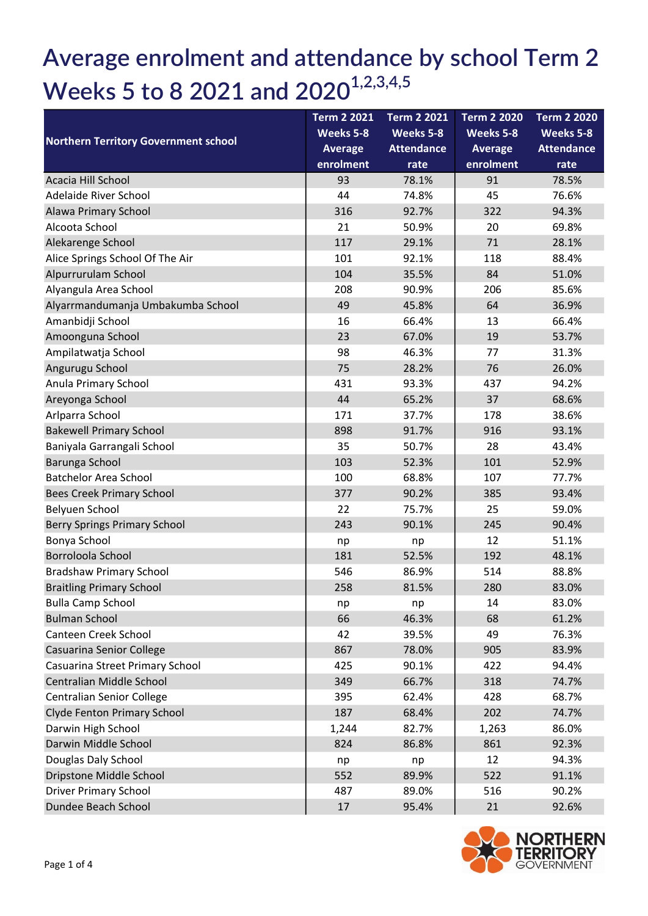# Average enrolment and attendance by school Term 2 Weeks 5 to 8 2021 and 2020[1,2,3,4,5]

| Northern Territory Government school | Term 2 2021 Weeks 5-8 Average enrolment | Term 2 2021 Weeks 5-8 Attendance rate | Term 2 2020 Weeks 5-8 Average enrolment | Term 2 2020 Weeks 5-8 Attendance rate |
|---|---|---|---|---|
| Acacia Hill School | 93 | 78.1% | 91 | 78.5% |
| Adelaide River School | 44 | 74.8% | 45 | 76.6% |
| Alawa Primary School | 316 | 92.7% | 322 | 94.3% |
| Alcoota School | 21 | 50.9% | 20 | 69.8% |
| Alekarenge School | 117 | 29.1% | 71 | 28.1% |
| Alice Springs School Of The Air | 101 | 92.1% | 118 | 88.4% |
| Alpurrurulam School | 104 | 35.5% | 84 | 51.0% |
| Alyangula Area School | 208 | 90.9% | 206 | 85.6% |
| Alyarrmandumanja Umbakumba School | 49 | 45.8% | 64 | 36.9% |
| Amanbidji School | 16 | 66.4% | 13 | 66.4% |
| Amoonguna School | 23 | 67.0% | 19 | 53.7% |
| Ampilatwatja School | 98 | 46.3% | 77 | 31.3% |
| Angurugu School | 75 | 28.2% | 76 | 26.0% |
| Anula Primary School | 431 | 93.3% | 437 | 94.2% |
| Areyonga School | 44 | 65.2% | 37 | 68.6% |
| Arlparra School | 171 | 37.7% | 178 | 38.6% |
| Bakewell Primary School | 898 | 91.7% | 916 | 93.1% |
| Baniyala Garrangali School | 35 | 50.7% | 28 | 43.4% |
| Barunga School | 103 | 52.3% | 101 | 52.9% |
| Batchelor Area School | 100 | 68.8% | 107 | 77.7% |
| Bees Creek Primary School | 377 | 90.2% | 385 | 93.4% |
| Belyuen School | 22 | 75.7% | 25 | 59.0% |
| Berry Springs Primary School | 243 | 90.1% | 245 | 90.4% |
| Bonya School | np | np | 12 | 51.1% |
| Borroloola School | 181 | 52.5% | 192 | 48.1% |
| Bradshaw Primary School | 546 | 86.9% | 514 | 88.8% |
| Braitling Primary School | 258 | 81.5% | 280 | 83.0% |
| Bulla Camp School | np | np | 14 | 83.0% |
| Bulman School | 66 | 46.3% | 68 | 61.2% |
| Canteen Creek School | 42 | 39.5% | 49 | 76.3% |
| Casuarina Senior College | 867 | 78.0% | 905 | 83.9% |
| Casuarina Street Primary School | 425 | 90.1% | 422 | 94.4% |
| Centralian Middle School | 349 | 66.7% | 318 | 74.7% |
| Centralian Senior College | 395 | 62.4% | 428 | 68.7% |
| Clyde Fenton Primary School | 187 | 68.4% | 202 | 74.7% |
| Darwin High School | 1,244 | 82.7% | 1,263 | 86.0% |
| Darwin Middle School | 824 | 86.8% | 861 | 92.3% |
| Douglas Daly School | np | np | 12 | 94.3% |
| Dripstone Middle School | 552 | 89.9% | 522 | 91.1% |
| Driver Primary School | 487 | 89.0% | 516 | 90.2% |
| Dundee Beach School | 17 | 95.4% | 21 | 92.6% |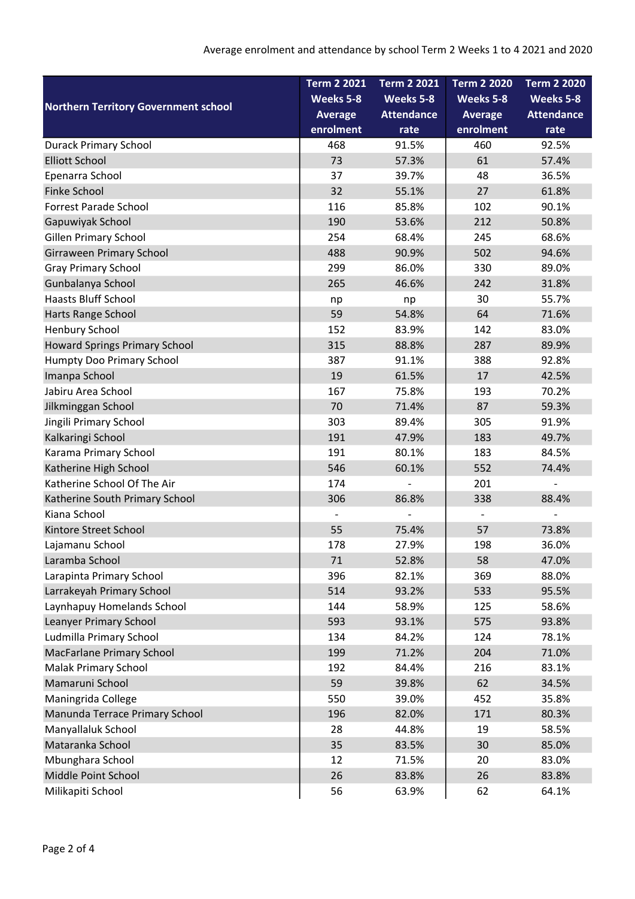Average enrolment and attendance by school Term 2 Weeks 1 to 4 2021 and 2020

| Northern Territory Government school | Term 2 2021 Weeks 5-8 Average enrolment | Term 2 2021 Weeks 5-8 Attendance rate | Term 2 2020 Weeks 5-8 Average enrolment | Term 2 2020 Weeks 5-8 Attendance rate |
|---|---|---|---|---|
| Durack Primary School | 468 | 91.5% | 460 | 92.5% |
| Elliott School | 73 | 57.3% | 61 | 57.4% |
| Epenarra School | 37 | 39.7% | 48 | 36.5% |
| Finke School | 32 | 55.1% | 27 | 61.8% |
| Forrest Parade School | 116 | 85.8% | 102 | 90.1% |
| Gapuwiyak School | 190 | 53.6% | 212 | 50.8% |
| Gillen Primary School | 254 | 68.4% | 245 | 68.6% |
| Girraween Primary School | 488 | 90.9% | 502 | 94.6% |
| Gray Primary School | 299 | 86.0% | 330 | 89.0% |
| Gunbalanya School | 265 | 46.6% | 242 | 31.8% |
| Haasts Bluff School | np | np | 30 | 55.7% |
| Harts Range School | 59 | 54.8% | 64 | 71.6% |
| Henbury School | 152 | 83.9% | 142 | 83.0% |
| Howard Springs Primary School | 315 | 88.8% | 287 | 89.9% |
| Humpty Doo Primary School | 387 | 91.1% | 388 | 92.8% |
| Imanpa School | 19 | 61.5% | 17 | 42.5% |
| Jabiru Area School | 167 | 75.8% | 193 | 70.2% |
| Jilkminggan School | 70 | 71.4% | 87 | 59.3% |
| Jingili Primary School | 303 | 89.4% | 305 | 91.9% |
| Kalkaringi School | 191 | 47.9% | 183 | 49.7% |
| Karama Primary School | 191 | 80.1% | 183 | 84.5% |
| Katherine High School | 546 | 60.1% | 552 | 74.4% |
| Katherine School Of The Air | 174 | - | 201 | - |
| Katherine South Primary School | 306 | 86.8% | 338 | 88.4% |
| Kiana School | - | - | - | - |
| Kintore Street School | 55 | 75.4% | 57 | 73.8% |
| Lajamanu School | 178 | 27.9% | 198 | 36.0% |
| Laramba School | 71 | 52.8% | 58 | 47.0% |
| Larapinta Primary School | 396 | 82.1% | 369 | 88.0% |
| Larrakeyah Primary School | 514 | 93.2% | 533 | 95.5% |
| Laynhapuy Homelands School | 144 | 58.9% | 125 | 58.6% |
| Leanyer Primary School | 593 | 93.1% | 575 | 93.8% |
| Ludmilla Primary School | 134 | 84.2% | 124 | 78.1% |
| MacFarlane Primary School | 199 | 71.2% | 204 | 71.0% |
| Malak Primary School | 192 | 84.4% | 216 | 83.1% |
| Mamaruni School | 59 | 39.8% | 62 | 34.5% |
| Maningrida College | 550 | 39.0% | 452 | 35.8% |
| Manunda Terrace Primary School | 196 | 82.0% | 171 | 80.3% |
| Manyallaluk School | 28 | 44.8% | 19 | 58.5% |
| Mataranka School | 35 | 83.5% | 30 | 85.0% |
| Mbunghara School | 12 | 71.5% | 20 | 83.0% |
| Middle Point School | 26 | 83.8% | 26 | 83.8% |
| Milikapiti School | 56 | 63.9% | 62 | 64.1% |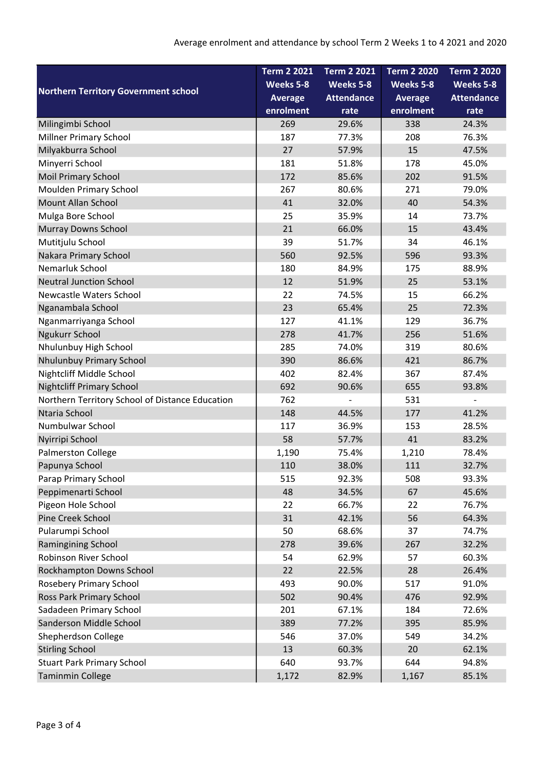Average enrolment and attendance by school Term 2 Weeks 1 to 4 2021 and 2020

| Northern Territory Government school | Term 2 2021 Weeks 5-8 Average enrolment | Term 2 2021 Weeks 5-8 Attendance rate | Term 2 2020 Weeks 5-8 Average enrolment | Term 2 2020 Weeks 5-8 Attendance rate |
|---|---|---|---|---|
| Milingimbi School | 269 | 29.6% | 338 | 24.3% |
| Millner Primary School | 187 | 77.3% | 208 | 76.3% |
| Milyakburra School | 27 | 57.9% | 15 | 47.5% |
| Minyerri School | 181 | 51.8% | 178 | 45.0% |
| Moil Primary School | 172 | 85.6% | 202 | 91.5% |
| Moulden Primary School | 267 | 80.6% | 271 | 79.0% |
| Mount Allan School | 41 | 32.0% | 40 | 54.3% |
| Mulga Bore School | 25 | 35.9% | 14 | 73.7% |
| Murray Downs School | 21 | 66.0% | 15 | 43.4% |
| Mutitjulu School | 39 | 51.7% | 34 | 46.1% |
| Nakara Primary School | 560 | 92.5% | 596 | 93.3% |
| Nemarluk School | 180 | 84.9% | 175 | 88.9% |
| Neutral Junction School | 12 | 51.9% | 25 | 53.1% |
| Newcastle Waters School | 22 | 74.5% | 15 | 66.2% |
| Nganambala School | 23 | 65.4% | 25 | 72.3% |
| Nganmarriyanga School | 127 | 41.1% | 129 | 36.7% |
| Ngukurr School | 278 | 41.7% | 256 | 51.6% |
| Nhulunbuy High School | 285 | 74.0% | 319 | 80.6% |
| Nhulunbuy Primary School | 390 | 86.6% | 421 | 86.7% |
| Nightcliff Middle School | 402 | 82.4% | 367 | 87.4% |
| Nightcliff Primary School | 692 | 90.6% | 655 | 93.8% |
| Northern Territory School of Distance Education | 762 | - | 531 | - |
| Ntaria School | 148 | 44.5% | 177 | 41.2% |
| Numbulwar School | 117 | 36.9% | 153 | 28.5% |
| Nyirripi School | 58 | 57.7% | 41 | 83.2% |
| Palmerston College | 1,190 | 75.4% | 1,210 | 78.4% |
| Papunya School | 110 | 38.0% | 111 | 32.7% |
| Parap Primary School | 515 | 92.3% | 508 | 93.3% |
| Peppimenarti School | 48 | 34.5% | 67 | 45.6% |
| Pigeon Hole School | 22 | 66.7% | 22 | 76.7% |
| Pine Creek School | 31 | 42.1% | 56 | 64.3% |
| Pularumpi School | 50 | 68.6% | 37 | 74.7% |
| Ramingining School | 278 | 39.6% | 267 | 32.2% |
| Robinson River School | 54 | 62.9% | 57 | 60.3% |
| Rockhampton Downs School | 22 | 22.5% | 28 | 26.4% |
| Rosebery Primary School | 493 | 90.0% | 517 | 91.0% |
| Ross Park Primary School | 502 | 90.4% | 476 | 92.9% |
| Sadadeen Primary School | 201 | 67.1% | 184 | 72.6% |
| Sanderson Middle School | 389 | 77.2% | 395 | 85.9% |
| Shepherdson College | 546 | 37.0% | 549 | 34.2% |
| Stirling School | 13 | 60.3% | 20 | 62.1% |
| Stuart Park Primary School | 640 | 93.7% | 644 | 94.8% |
| Taminmin College | 1,172 | 82.9% | 1,167 | 85.1% |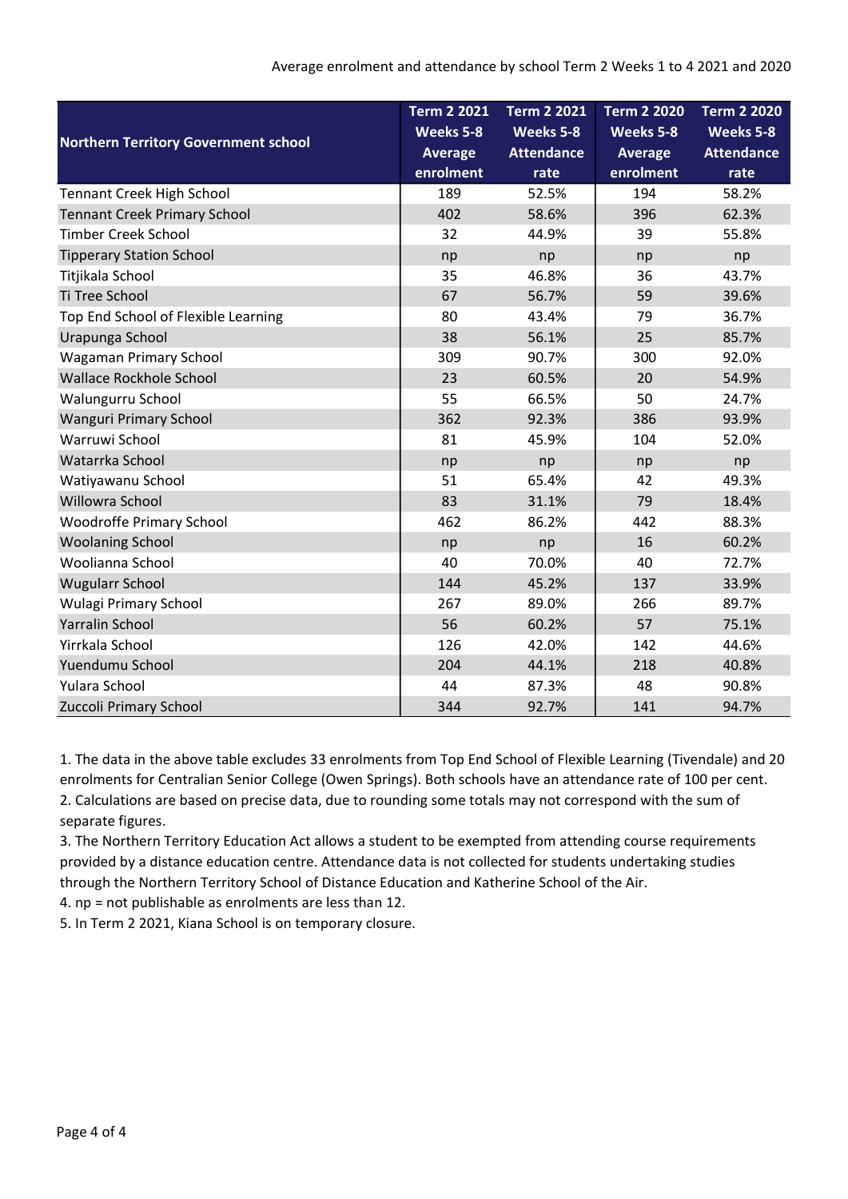Average enrolment and attendance by school Term 2 Weeks 1 to 4 2021 and 2020

| Northern Territory Government school | Term 2 2021 Weeks 5-8 Average enrolment | Term 2 2021 Weeks 5-8 Attendance rate | Term 2 2020 Weeks 5-8 Average enrolment | Term 2 2020 Weeks 5-8 Attendance rate |
|---|---|---|---|---|
| Tennant Creek High School | 189 | 52.5% | 194 | 58.2% |
| Tennant Creek Primary School | 402 | 58.6% | 396 | 62.3% |
| Timber Creek School | 32 | 44.9% | 39 | 55.8% |
| Tipperary Station School | np | np | np | np |
| Titjikala School | 35 | 46.8% | 36 | 43.7% |
| Ti Tree School | 67 | 56.7% | 59 | 39.6% |
| Top End School of Flexible Learning | 80 | 43.4% | 79 | 36.7% |
| Urapunga School | 38 | 56.1% | 25 | 85.7% |
| Wagaman Primary School | 309 | 90.7% | 300 | 92.0% |
| Wallace Rockhole School | 23 | 60.5% | 20 | 54.9% |
| Walungurru School | 55 | 66.5% | 50 | 24.7% |
| Wanguri Primary School | 362 | 92.3% | 386 | 93.9% |
| Warruwi School | 81 | 45.9% | 104 | 52.0% |
| Watarrka School | np | np | np | np |
| Watiyawanu School | 51 | 65.4% | 42 | 49.3% |
| Willowra School | 83 | 31.1% | 79 | 18.4% |
| Woodroffe Primary School | 462 | 86.2% | 442 | 88.3% |
| Woolaning School | np | np | 16 | 60.2% |
| Woolianna School | 40 | 70.0% | 40 | 72.7% |
| Wugularr School | 144 | 45.2% | 137 | 33.9% |
| Wulagi Primary School | 267 | 89.0% | 266 | 89.7% |
| Yarralin School | 56 | 60.2% | 57 | 75.1% |
| Yirrkala School | 126 | 42.0% | 142 | 44.6% |
| Yuendumu School | 204 | 44.1% | 218 | 40.8% |
| Yulara School | 44 | 87.3% | 48 | 90.8% |
| Zuccoli Primary School | 344 | 92.7% | 141 | 94.7% |

1. The data in the above table excludes 33 enrolments from Top End School of Flexible Learning (Tivendale) and 20 enrolments for Centralian Senior College (Owen Springs). Both schools have an attendance rate of 100 per cent.
2. Calculations are based on precise data, due to rounding some totals may not correspond with the sum of separate figures.
3. The Northern Territory Education Act allows a student to be exempted from attending course requirements provided by a distance education centre. Attendance data is not collected for students undertaking studies through the Northern Territory School of Distance Education and Katherine School of the Air.
4. np = not publishable as enrolments are less than 12.
5. In Term 2 2021, Kiana School is on temporary closure.